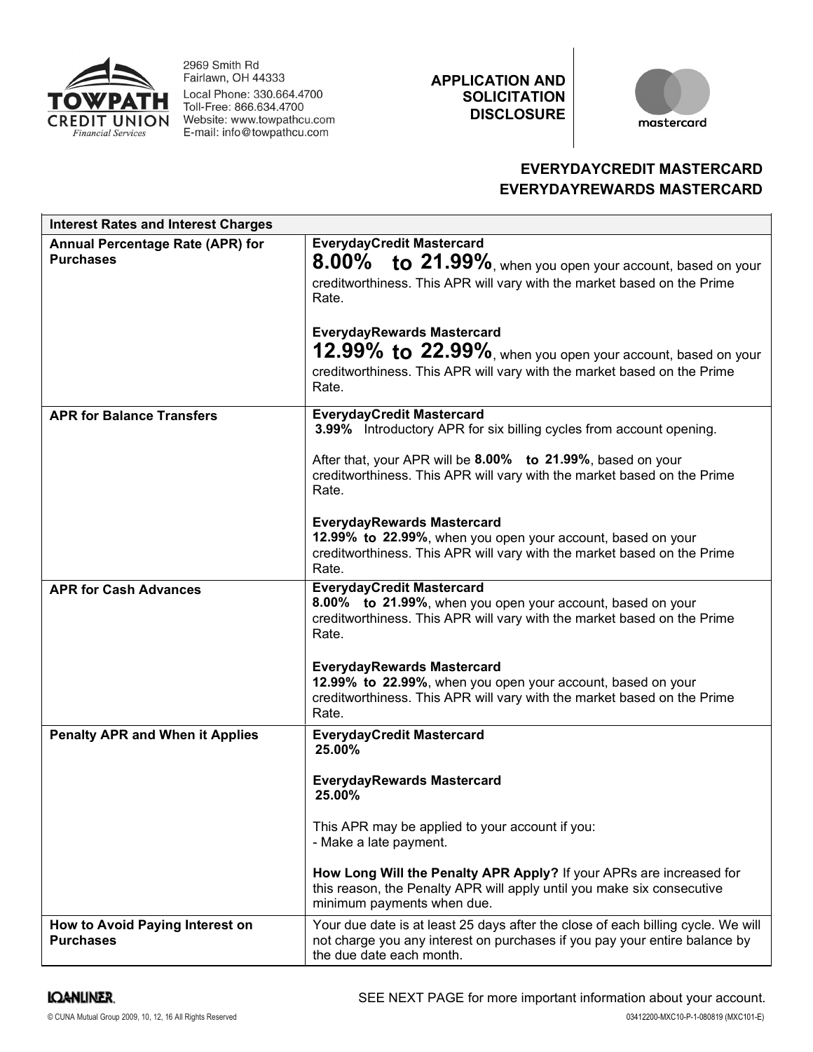**TOWPATH CREDIT UNION**
*Financial Services*

2969 Smith Rd
Fairlawn, OH 44333
Local Phone: 330.664.4700
Toll-Free: 866.634.4700
Website: www.towpathcu.com
E-mail: info@towpathcu.com

**APPLICATION AND SOLICITATION DISCLOSURE**

mastercard

## EVERYDAYCREDIT MASTERCARD
## EVERYDAYREWARDS MASTERCARD

| Interest Rates and Interest Charges | |
|---|---|
| **Annual Percentage Rate (APR) for Purchases** | **EverydayCredit Mastercard**<br>**8.00% to 21.99%**, when you open your account, based on your creditworthiness. This APR will vary with the market based on the Prime Rate.<br><br>**EverydayRewards Mastercard**<br>**12.99% to 22.99%**, when you open your account, based on your creditworthiness. This APR will vary with the market based on the Prime Rate. |
| **APR for Balance Transfers** | **EverydayCredit Mastercard**<br>**3.99%** Introductory APR for six billing cycles from account opening.<br><br>After that, your APR will be **8.00% to 21.99%**, based on your creditworthiness. This APR will vary with the market based on the Prime Rate.<br><br>**EverydayRewards Mastercard**<br>**12.99% to 22.99%**, when you open your account, based on your creditworthiness. This APR will vary with the market based on the Prime Rate. |
| **APR for Cash Advances** | **EverydayCredit Mastercard**<br>**8.00% to 21.99%**, when you open your account, based on your creditworthiness. This APR will vary with the market based on the Prime Rate.<br><br>**EverydayRewards Mastercard**<br>**12.99% to 22.99%**, when you open your account, based on your creditworthiness. This APR will vary with the market based on the Prime Rate. |
| **Penalty APR and When it Applies** | **EverydayCredit Mastercard**<br>**25.00%**<br><br>**EverydayRewards Mastercard**<br>**25.00%**<br><br>This APR may be applied to your account if you:<br>- Make a late payment.<br><br>**How Long Will the Penalty APR Apply?** If your APRs are increased for this reason, the Penalty APR will apply until you make six consecutive minimum payments when due. |
| **How to Avoid Paying Interest on Purchases** | Your due date is at least 25 days after the close of each billing cycle. We will not charge you any interest on purchases if you pay your entire balance by the due date each month. |

LOANLINER.

SEE NEXT PAGE for more important information about your account.

© CUNA Mutual Group 2009, 10, 12, 16 All Rights Reserved

03412200-MXC10-P-1-080819 (MXC101-E)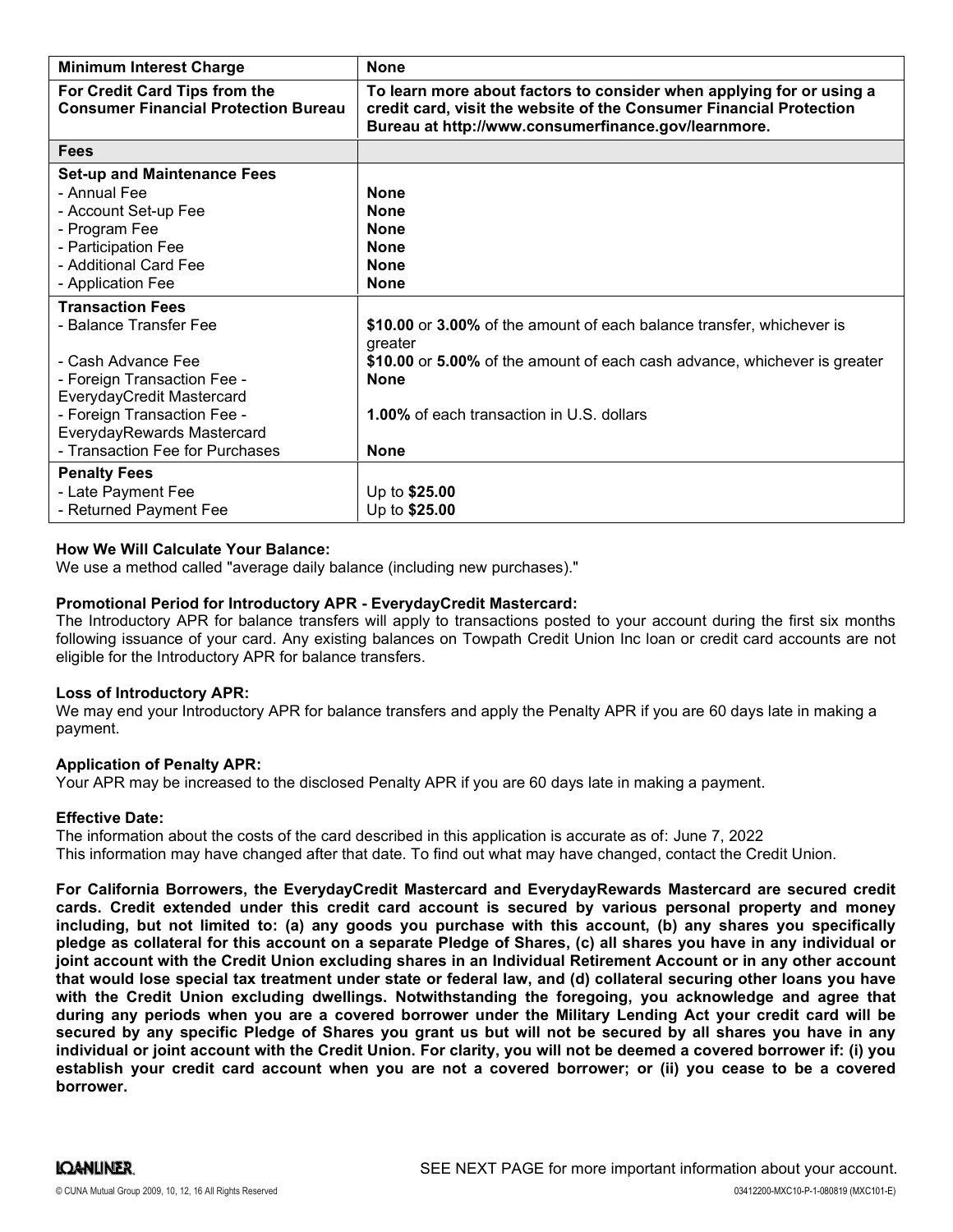| Minimum Interest Charge | None |
|---|---|
| For Credit Card Tips from the Consumer Financial Protection Bureau | To learn more about factors to consider when applying for or using a credit card, visit the website of the Consumer Financial Protection Bureau at http://www.consumerfinance.gov/learnmore. |
| **Fees** | |
| **Set-up and Maintenance Fees**<br>- Annual Fee<br>- Account Set-up Fee<br>- Program Fee<br>- Participation Fee<br>- Additional Card Fee<br>- Application Fee | <br>**None**<br>**None**<br>**None**<br>**None**<br>**None**<br>**None** |
| **Transaction Fees**<br>- Balance Transfer Fee<br><br>- Cash Advance Fee<br>- Foreign Transaction Fee - EverydayCredit Mastercard<br>- Foreign Transaction Fee - EverydayRewards Mastercard<br>- Transaction Fee for Purchases | <br>**$10.00** or **3.00%** of the amount of each balance transfer, whichever is greater<br>**$10.00** or **5.00%** of the amount of each cash advance, whichever is greater<br>**None**<br><br>**1.00%** of each transaction in U.S. dollars<br><br>**None** |
| **Penalty Fees**<br>- Late Payment Fee<br>- Returned Payment Fee | <br>Up to **$25.00**<br>Up to **$25.00** |

**How We Will Calculate Your Balance:**
We use a method called "average daily balance (including new purchases)."

**Promotional Period for Introductory APR - EverydayCredit Mastercard:**
The Introductory APR for balance transfers will apply to transactions posted to your account during the first six months following issuance of your card. Any existing balances on Towpath Credit Union Inc loan or credit card accounts are not eligible for the Introductory APR for balance transfers.

**Loss of Introductory APR:**
We may end your Introductory APR for balance transfers and apply the Penalty APR if you are 60 days late in making a payment.

**Application of Penalty APR:**
Your APR may be increased to the disclosed Penalty APR if you are 60 days late in making a payment.

**Effective Date:**
The information about the costs of the card described in this application is accurate as of: June 7, 2022
This information may have changed after that date. To find out what may have changed, contact the Credit Union.

**For California Borrowers, the EverydayCredit Mastercard and EverydayRewards Mastercard are secured credit cards. Credit extended under this credit card account is secured by various personal property and money including, but not limited to: (a) any goods you purchase with this account, (b) any shares you specifically pledge as collateral for this account on a separate Pledge of Shares, (c) all shares you have in any individual or joint account with the Credit Union excluding shares in an Individual Retirement Account or in any other account that would lose special tax treatment under state or federal law, and (d) collateral securing other loans you have with the Credit Union excluding dwellings. Notwithstanding the foregoing, you acknowledge and agree that during any periods when you are a covered borrower under the Military Lending Act your credit card will be secured by any specific Pledge of Shares you grant us but will not be secured by all shares you have in any individual or joint account with the Credit Union. For clarity, you will not be deemed a covered borrower if: (i) you establish your credit card account when you are not a covered borrower; or (ii) you cease to be a covered borrower.**

SEE NEXT PAGE for more important information about your account.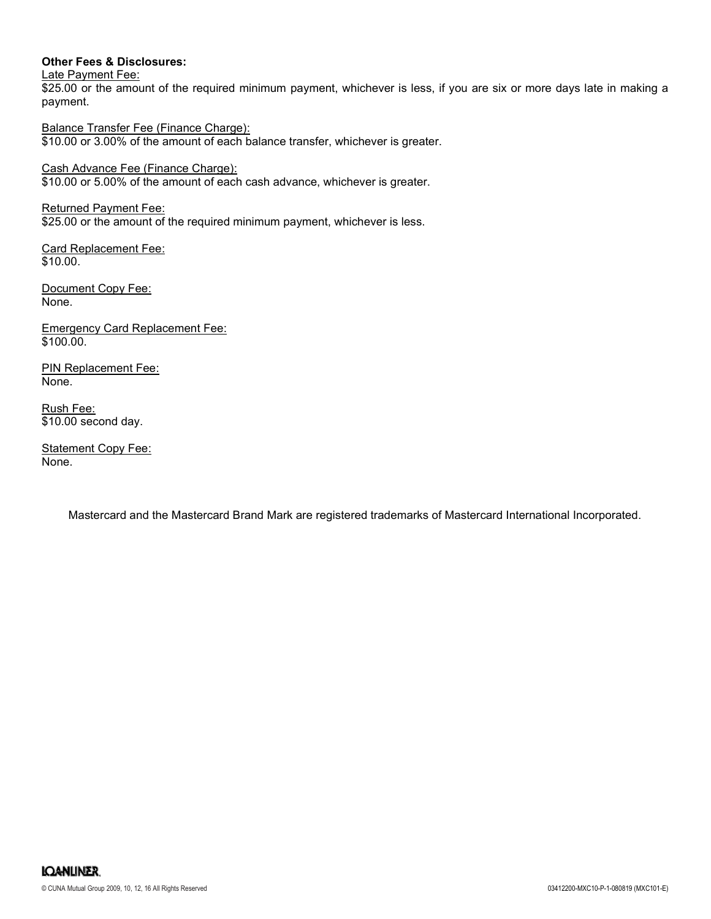**Other Fees & Disclosures:**

Late Payment Fee:
$25.00 or the amount of the required minimum payment, whichever is less, if you are six or more days late in making a payment.

Balance Transfer Fee (Finance Charge):
$10.00 or 3.00% of the amount of each balance transfer, whichever is greater.

Cash Advance Fee (Finance Charge):
$10.00 or 5.00% of the amount of each cash advance, whichever is greater.

Returned Payment Fee:
$25.00 or the amount of the required minimum payment, whichever is less.

Card Replacement Fee:
$10.00.

Document Copy Fee:
None.

Emergency Card Replacement Fee:
$100.00.

PIN Replacement Fee:
None.

Rush Fee:
$10.00 second day.

Statement Copy Fee:
None.

Mastercard and the Mastercard Brand Mark are registered trademarks of Mastercard International Incorporated.

LOANLINER.

© CUNA Mutual Group 2009, 10, 12, 16 All Rights Reserved

03412200-MXC10-P-1-080819 (MXC101-E)